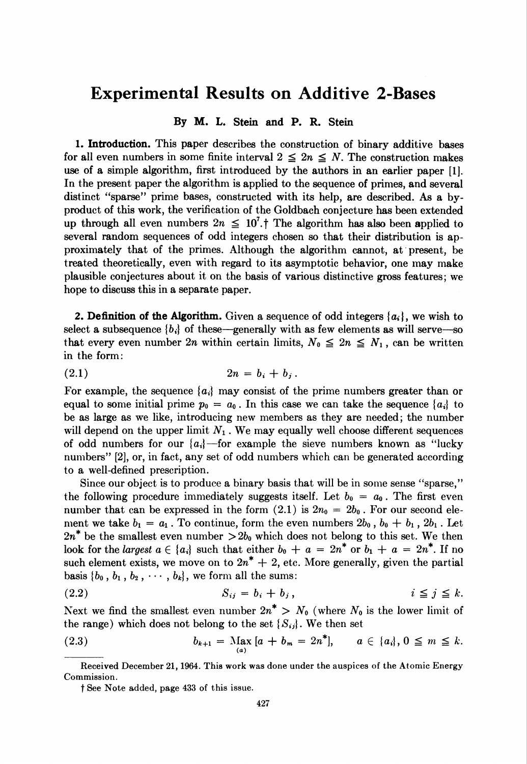# Experimental Results on Additive 2-Bases

**By M. L. Stein and P. R. Stein**

**1. Introduction.** This paper describes the construction of binary additive bases for all even numbers in some finite interval $2 \leqq 2n \leqq N$. The construction makes use of a simple algorithm, first introduced by the authors in an earlier paper [1]. In the present paper the algorithm is applied to the sequence of primes, and several distinct "sparse" prime bases, constructed with its help, are described. As a by-product of this work, the verification of the Goldbach conjecture has been extended up through all even numbers $2n \leqq 10^7$.† The algorithm has also been applied to several random sequences of odd integers chosen so that their distribution is approximately that of the primes. Although the algorithm cannot, at present, be treated theoretically, even with regard to its asymptotic behavior, one may make plausible conjectures about it on the basis of various distinctive gross features; we hope to discuss this in a separate paper.

**2. Definition of the Algorithm.** Given a sequence of odd integers $\{a_i\}$, we wish to select a subsequence $\{b_i\}$ of these—generally with as few elements as will serve—so that every even number $2n$ within certain limits, $N_0 \leqq 2n \leqq N_1$, can be written in the form:

$$2n = b_i + b_j. \tag{2.1}$$

For example, the sequence $\{a_i\}$ may consist of the prime numbers greater than or equal to some initial prime $p_0 = a_0$. In this case we can take the sequence $\{a_i\}$ to be as large as we like, introducing new members as they are needed; the number will depend on the upper limit $N_1$. We may equally well choose different sequences of odd numbers for our $\{a_i\}$—for example the sieve numbers known as "lucky numbers" [2], or, in fact, any set of odd numbers which can be generated according to a well-defined prescription.

Since our object is to produce a binary basis that will be in some sense "sparse," the following procedure immediately suggests itself. Let $b_0 = a_0$. The first even number that can be expressed in the form (2.1) is $2n_0 = 2b_0$. For our second element we take $b_1 = a_1$. To continue, form the even numbers $2b_0$, $b_0 + b_1$, $2b_1$. Let $2n^*$ be the smallest even number $> 2b_0$ which does not belong to this set. We then look for the *largest* $a \in \{a_i\}$ such that either $b_0 + a = 2n^*$ or $b_1 + a = 2n^*$. If no such element exists, we move on to $2n^* + 2$, etc. More generally, given the partial basis $\{b_0, b_1, b_2, \cdots, b_k\}$, we form all the sums:

$$S_{ij} = b_i + b_j, \qquad i \leqq j \leqq k. \tag{2.2}$$

Next we find the smallest even number $2n^* > N_0$ (where $N_0$ is the lower limit of the range) which does not belong to the set $\{S_{ij}\}$. We then set

$$b_{k+1} = \underset{(a)}{\text{Max}}\,[a + b_m = 2n^*], \qquad a \in \{a_i\}, 0 \leqq m \leqq k. \tag{2.3}$$

---

Received December 21, 1964. This work was done under the auspices of the Atomic Energy Commission.

† See Note added, page 433 of this issue.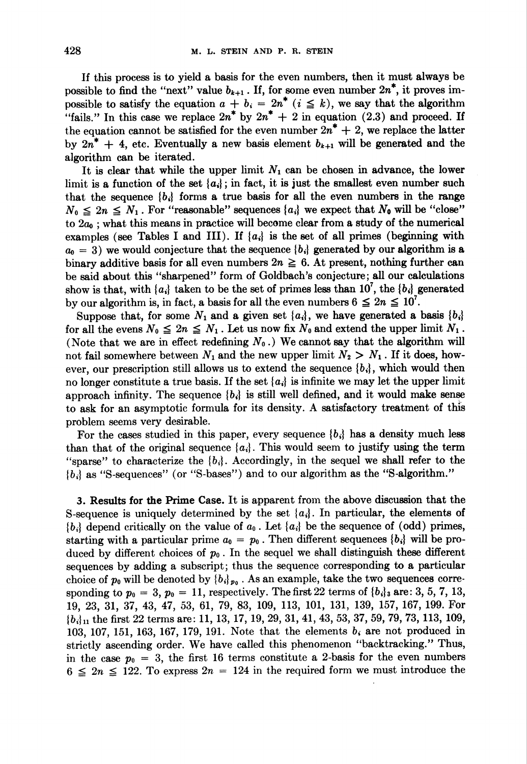If this process is to yield a basis for the even numbers, then it must always be possible to find the "next" value $b_{k+1}$. If, for some even number $2n^*$, it proves impossible to satisfy the equation $a + b_i = 2n^*$ $(i \leqq k)$, we say that the algorithm "fails." In this case we replace $2n^*$ by $2n^* + 2$ in equation (2.3) and proceed. If the equation cannot be satisfied for the even number $2n^* + 2$, we replace the latter by $2n^* + 4$, etc. Eventually a new basis element $b_{k+1}$ will be generated and the algorithm can be iterated.

It is clear that while the upper limit $N_1$ can be chosen in advance, the lower limit is a function of the set $\{a_i\}$; in fact, it is just the smallest even number such that the sequence $\{b_i\}$ forms a true basis for all the even numbers in the range $N_0 \leqq 2n \leqq N_1$. For "reasonable" sequences $\{a_i\}$ we expect that $N_0$ will be "close" to $2a_0$; what this means in practice will become clear from a study of the numerical examples (see Tables I and III). If $\{a_i\}$ is the set of all primes (beginning with $a_0 = 3$) we would conjecture that the sequence $\{b_i\}$ generated by our algorithm is a binary additive basis for all even numbers $2n \geqq 6$. At present, nothing further can be said about this "sharpened" form of Goldbach's conjecture; all our calculations show is that, with $\{a_i\}$ taken to be the set of primes less than $10^7$, the $\{b_i\}$ generated by our algorithm is, in fact, a basis for all the even numbers $6 \leqq 2n \leqq 10^7$.

Suppose that, for some $N_1$ and a given set $\{a_i\}$, we have generated a basis $\{b_i\}$ for all the evens $N_0 \leqq 2n \leqq N_1$. Let us now fix $N_0$ and extend the upper limit $N_1$. (Note that we are in effect redefining $N_0$.) We cannot say that the algorithm will not fail somewhere between $N_1$ and the new upper limit $N_2 > N_1$. If it does, however, our prescription still allows us to extend the sequence $\{b_i\}$, which would then no longer constitute a true basis. If the set $\{a_i\}$ is infinite we may let the upper limit approach infinity. The sequence $\{b_i\}$ is still well defined, and it would make sense to ask for an asymptotic formula for its density. A satisfactory treatment of this problem seems very desirable.

For the cases studied in this paper, every sequence $\{b_i\}$ has a density much less than that of the original sequence $\{a_i\}$. This would seem to justify using the term "sparse" to characterize the $\{b_i\}$. Accordingly, in the sequel we shall refer to the $\{b_i\}$ as "S-sequences" (or "S-bases") and to our algorithm as the "S-algorithm."

## 3. Results for the Prime Case.

It is apparent from the above discussion that the S-sequence is uniquely determined by the set $\{a_i\}$. In particular, the elements of $\{b_i\}$ depend critically on the value of $a_0$. Let $\{a_i\}$ be the sequence of (odd) primes, starting with a particular prime $a_0 = p_0$. Then different sequences $\{b_i\}$ will be produced by different choices of $p_0$. In the sequel we shall distinguish these different sequences by adding a subscript; thus the sequence corresponding to a particular choice of $p_0$ will be denoted by $\{b_i\}_{p_0}$. As an example, take the two sequences corresponding to $p_0 = 3$, $p_0 = 11$, respectively. The first 22 terms of $\{b_i\}_3$ are: 3, 5, 7, 13, 19, 23, 31, 37, 43, 47, 53, 61, 79, 83, 109, 113, 101, 131, 139, 157, 167, 199. For $\{b_i\}_{11}$ the first 22 terms are: 11, 13, 17, 19, 29, 31, 41, 43, 53, 37, 59, 79, 73, 113, 109, 103, 107, 151, 163, 167, 179, 191. Note that the elements $b_i$ are not produced in strictly ascending order. We have called this phenomenon "backtracking." Thus, in the case $p_0 = 3$, the first 16 terms constitute a 2-basis for the even numbers $6 \leqq 2n \leqq 122$. To express $2n = 124$ in the required form we must introduce the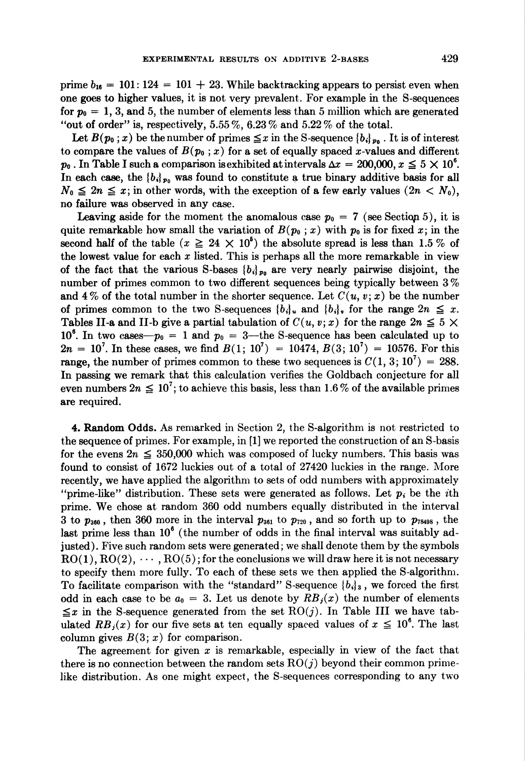prime $b_{16} = 101: 124 = 101 + 23$. While backtracking appears to persist even when one goes to higher values, it is not very prevalent. For example in the S-sequences for $p_0 = 1, 3$, and 5, the number of elements less than 5 million which are generated "out of order" is, respectively, 5.55%, 6.23% and 5.22% of the total.

Let $B(p_0; x)$ be the number of primes $\leqq x$ in the S-sequence $\{b_i\}_{p_0}$. It is of interest to compare the values of $B(p_0; x)$ for a set of equally spaced $x$-values and different $p_0$. In Table I such a comparison is exhibited at intervals $\Delta x = 200{,}000$, $x \leqq 5 \times 10^6$. In each case, the $\{b_i\}_{p_0}$ was found to constitute a true binary additive basis for all $N_0 \leqq 2n \leqq x$; in other words, with the exception of a few early values ($2n < N_0$), no failure was observed in any case.

Leaving aside for the moment the anomalous case $p_0 = 7$ (see Section 5), it is quite remarkable how small the variation of $B(p_0; x)$ with $p_0$ is for fixed $x$; in the second half of the table ($x \geqq 24 \times 10^5$) the absolute spread is less than 1.5% of the lowest value for each $x$ listed. This is perhaps all the more remarkable in view of the fact that the various S-bases $\{b_i\}_{p_0}$ are very nearly pairwise disjoint, the number of primes common to two different sequences being typically between 3% and 4% of the total number in the shorter sequence. Let $C(u, v; x)$ be the number of primes common to the two S-sequences $\{b_i\}_u$ and $\{b_i\}_v$ for the range $2n \leqq x$. Tables II-a and II-b give a partial tabulation of $C(u, v; x)$ for the range $2n \leqq 5 \times 10^6$. In two cases—$p_0 = 1$ and $p_0 = 3$—the S-sequence has been calculated up to $2n = 10^7$. In these cases, we find $B(1; 10^7) = 10474$, $B(3; 10^7) = 10576$. For this range, the number of primes common to these two sequences is $C(1, 3; 10^7) = 288$. In passing we remark that this calculation verifies the Goldbach conjecture for all even numbers $2n \leqq 10^7$; to achieve this basis, less than 1.6% of the available primes are required.

**4. Random Odds.** As remarked in Section 2, the S-algorithm is not restricted to the sequence of primes. For example, in [1] we reported the construction of an S-basis for the evens $2n \leqq 350{,}000$ which was composed of lucky numbers. This basis was found to consist of 1672 luckies out of a total of 27420 luckies in the range. More recently, we have applied the algorithm to sets of odd numbers with approximately "prime-like" distribution. These sets were generated as follows. Let $p_i$ be the $i$th prime. We chose at random 360 odd numbers equally distributed in the interval 3 to $p_{360}$, then 360 more in the interval $p_{361}$ to $p_{720}$, and so forth up to $p_{78498}$, the last prime less than $10^6$ (the number of odds in the final interval was suitably adjusted). Five such random sets were generated; we shall denote them by the symbols RO(1), RO(2), $\cdots$, RO(5); for the conclusions we will draw here it is not necessary to specify them more fully. To each of these sets we then applied the S-algorithm. To facilitate comparison with the "standard" S-sequence $\{b_i\}_3$, we forced the first odd in each case to be $a_0 = 3$. Let us denote by $RB_j(x)$ the number of elements $\leqq x$ in the S-sequence generated from the set RO($j$). In Table III we have tabulated $RB_j(x)$ for our five sets at ten equally spaced values of $x \leqq 10^6$. The last column gives $B(3; x)$ for comparison.

The agreement for given $x$ is remarkable, especially in view of the fact that there is no connection between the random sets RO($j$) beyond their common prime-like distribution. As one might expect, the S-sequences corresponding to any two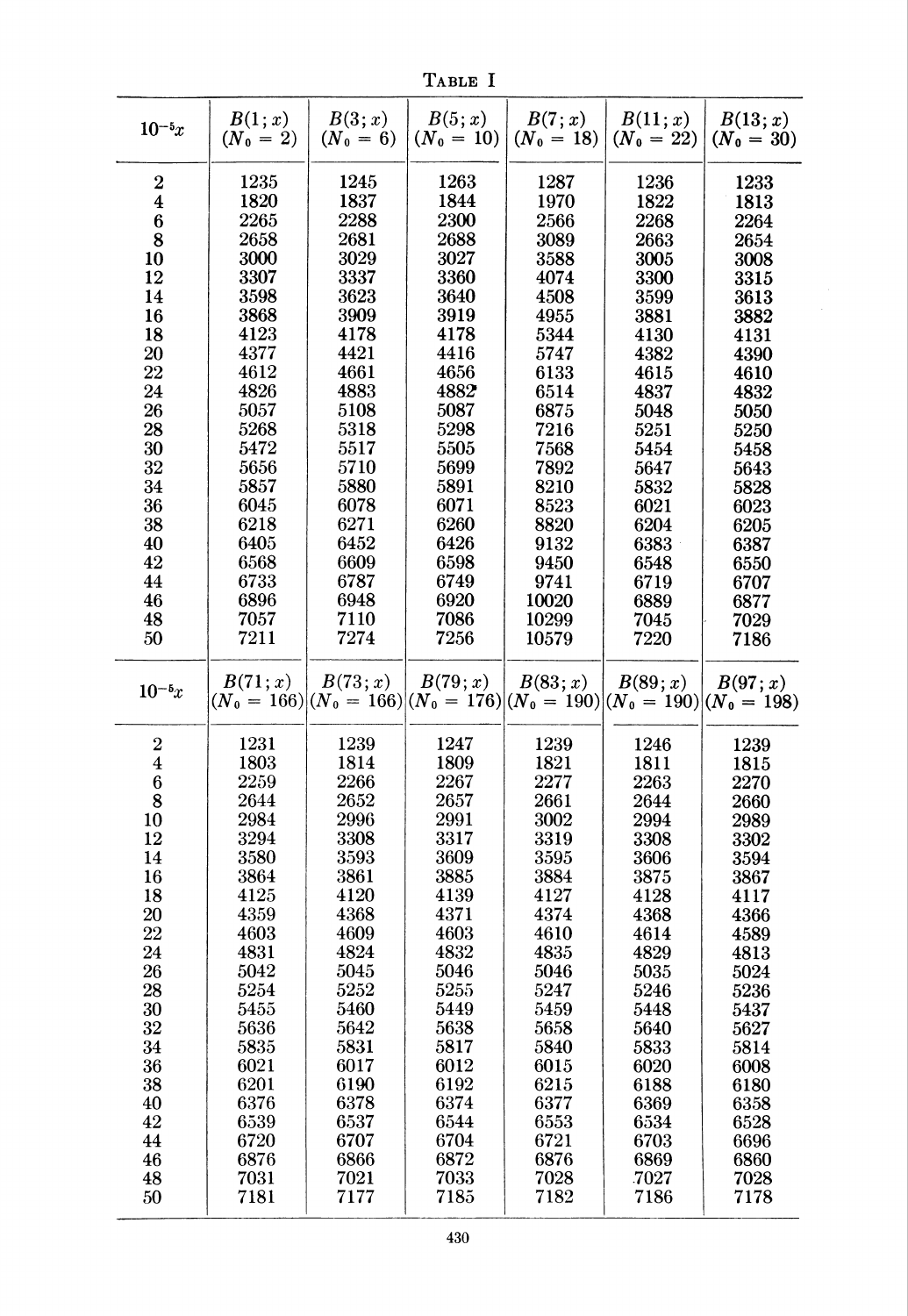TABLE I

| $10^{-5}x$ | $B(1;x)$ ($N_0 = 2$) | $B(3;x)$ ($N_0 = 6$) | $B(5;x)$ ($N_0 = 10$) | $B(7;x)$ ($N_0 = 18$) | $B(11;x)$ ($N_0 = 22$) | $B(13;x)$ ($N_0 = 30$) |
|---|---|---|---|---|---|---|
| 2 | 1235 | 1245 | 1263 | 1287 | 1236 | 1233 |
| 4 | 1820 | 1837 | 1844 | 1970 | 1822 | 1813 |
| 6 | 2265 | 2288 | 2300 | 2566 | 2268 | 2264 |
| 8 | 2658 | 2681 | 2688 | 3089 | 2663 | 2654 |
| 10 | 3000 | 3029 | 3027 | 3588 | 3005 | 3008 |
| 12 | 3307 | 3337 | 3360 | 4074 | 3300 | 3315 |
| 14 | 3598 | 3623 | 3640 | 4508 | 3599 | 3613 |
| 16 | 3868 | 3909 | 3919 | 4955 | 3881 | 3882 |
| 18 | 4123 | 4178 | 4178 | 5344 | 4130 | 4131 |
| 20 | 4377 | 4421 | 4416 | 5747 | 4382 | 4390 |
| 22 | 4612 | 4661 | 4656 | 6133 | 4615 | 4610 |
| 24 | 4826 | 4883 | 4882 | 6514 | 4837 | 4832 |
| 26 | 5057 | 5108 | 5087 | 6875 | 5048 | 5050 |
| 28 | 5268 | 5318 | 5298 | 7216 | 5251 | 5250 |
| 30 | 5472 | 5517 | 5505 | 7568 | 5454 | 5458 |
| 32 | 5656 | 5710 | 5699 | 7892 | 5647 | 5643 |
| 34 | 5857 | 5880 | 5891 | 8210 | 5832 | 5828 |
| 36 | 6045 | 6078 | 6071 | 8523 | 6021 | 6023 |
| 38 | 6218 | 6271 | 6260 | 8820 | 6204 | 6205 |
| 40 | 6405 | 6452 | 6426 | 9132 | 6383 | 6387 |
| 42 | 6568 | 6609 | 6598 | 9450 | 6548 | 6550 |
| 44 | 6733 | 6787 | 6749 | 9741 | 6719 | 6707 |
| 46 | 6896 | 6948 | 6920 | 10020 | 6889 | 6877 |
| 48 | 7057 | 7110 | 7086 | 10299 | 7045 | 7029 |
| 50 | 7211 | 7274 | 7256 | 10579 | 7220 | 7186 |

| $10^{-5}x$ | $B(71;x)$ ($N_0 = 166$) | $B(73;x)$ ($N_0 = 166$) | $B(79;x)$ ($N_0 = 176$) | $B(83;x)$ ($N_0 = 190$) | $B(89;x)$ ($N_0 = 190$) | $B(97;x)$ ($N_0 = 198$) |
|---|---|---|---|---|---|---|
| 2 | 1231 | 1239 | 1247 | 1239 | 1246 | 1239 |
| 4 | 1803 | 1814 | 1809 | 1821 | 1811 | 1815 |
| 6 | 2259 | 2266 | 2267 | 2277 | 2263 | 2270 |
| 8 | 2644 | 2652 | 2657 | 2661 | 2644 | 2660 |
| 10 | 2984 | 2996 | 2991 | 3002 | 2994 | 2989 |
| 12 | 3294 | 3308 | 3317 | 3319 | 3308 | 3302 |
| 14 | 3580 | 3593 | 3609 | 3595 | 3606 | 3594 |
| 16 | 3864 | 3861 | 3885 | 3884 | 3875 | 3867 |
| 18 | 4125 | 4120 | 4139 | 4127 | 4128 | 4117 |
| 20 | 4359 | 4368 | 4371 | 4374 | 4368 | 4366 |
| 22 | 4603 | 4609 | 4603 | 4610 | 4614 | 4589 |
| 24 | 4831 | 4824 | 4832 | 4835 | 4829 | 4813 |
| 26 | 5042 | 5045 | 5046 | 5046 | 5035 | 5024 |
| 28 | 5254 | 5252 | 5255 | 5247 | 5246 | 5236 |
| 30 | 5455 | 5460 | 5449 | 5459 | 5448 | 5437 |
| 32 | 5636 | 5642 | 5638 | 5658 | 5640 | 5627 |
| 34 | 5835 | 5831 | 5817 | 5840 | 5833 | 5814 |
| 36 | 6021 | 6017 | 6012 | 6015 | 6020 | 6008 |
| 38 | 6201 | 6190 | 6192 | 6215 | 6188 | 6180 |
| 40 | 6376 | 6378 | 6374 | 6377 | 6369 | 6358 |
| 42 | 6539 | 6537 | 6544 | 6553 | 6534 | 6528 |
| 44 | 6720 | 6707 | 6704 | 6721 | 6703 | 6696 |
| 46 | 6876 | 6866 | 6872 | 6876 | 6869 | 6860 |
| 48 | 7031 | 7021 | 7033 | 7028 | 7027 | 7028 |
| 50 | 7181 | 7177 | 7185 | 7182 | 7186 | 7178 |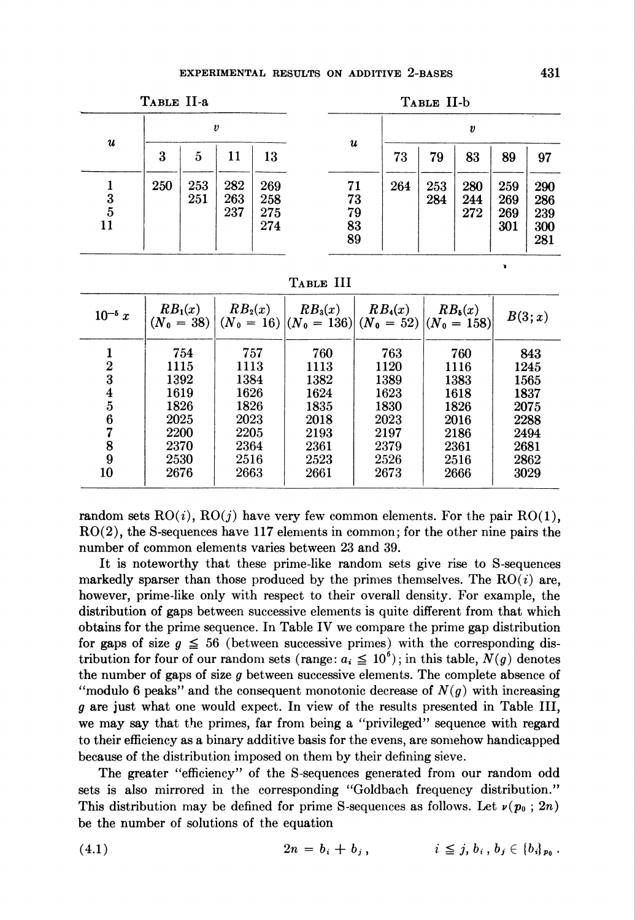TABLE II-a

| $u$ | $v$ | | | |
|---|---|---|---|---|
| | 3 | 5 | 11 | 13 |
| 1 | 250 | 253 | 282 | 269 |
| 3 | | 251 | 263 | 258 |
| 5 | | | 237 | 275 |
| 11 | | | | 274 |

TABLE II-b

| $u$ | $v$ | | | | |
|---|---|---|---|---|---|
| | 73 | 79 | 83 | 89 | 97 |
| 71 | 264 | 253 | 280 | 259 | 290 |
| 73 | | 284 | 244 | 269 | 286 |
| 79 | | | 272 | 269 | 239 |
| 83 | | | | 301 | 300 |
| 89 | | | | | 281 |

TABLE III

| $10^{-5}x$ | $RB_1(x)$ $(N_0 = 38)$ | $RB_2(x)$ $(N_0 = 16)$ | $RB_3(x)$ $(N_0 = 136)$ | $RB_4(x)$ $(N_0 = 52)$ | $RB_5(x)$ $(N_0 = 158)$ | $B(3; x)$ |
|---|---|---|---|---|---|---|
| 1 | 754 | 757 | 760 | 763 | 760 | 843 |
| 2 | 1115 | 1113 | 1113 | 1120 | 1116 | 1245 |
| 3 | 1392 | 1384 | 1382 | 1389 | 1383 | 1565 |
| 4 | 1619 | 1626 | 1624 | 1623 | 1618 | 1837 |
| 5 | 1826 | 1826 | 1835 | 1830 | 1826 | 2075 |
| 6 | 2025 | 2023 | 2018 | 2023 | 2016 | 2288 |
| 7 | 2200 | 2205 | 2193 | 2197 | 2186 | 2494 |
| 8 | 2370 | 2364 | 2361 | 2379 | 2361 | 2681 |
| 9 | 2530 | 2516 | 2523 | 2526 | 2516 | 2862 |
| 10 | 2676 | 2663 | 2661 | 2673 | 2666 | 3029 |

random sets RO($i$), RO($j$) have very few common elements. For the pair RO(1), RO(2), the S-sequences have 117 elements in common; for the other nine pairs the number of common elements varies between 23 and 39.

It is noteworthy that these prime-like random sets give rise to S-sequences markedly sparser than those produced by the primes themselves. The RO($i$) are, however, prime-like only with respect to their overall density. For example, the distribution of gaps between successive elements is quite different from that which obtains for the prime sequence. In Table IV we compare the prime gap distribution for gaps of size $g \leqq 56$ (between successive primes) with the corresponding distribution for four of our random sets (range: $a_i \leqq 10^6$); in this table, $N(g)$ denotes the number of gaps of size $g$ between successive elements. The complete absence of "modulo 6 peaks" and the consequent monotonic decrease of $N(g)$ with increasing $g$ are just what one would expect. In view of the results presented in Table III, we may say that the primes, far from being a "privileged" sequence with regard to their efficiency as a binary additive basis for the evens, are somehow handicapped because of the distribution imposed on them by their defining sieve.

The greater "efficiency" of the S-sequences generated from our random odd sets is also mirrored in the corresponding "Goldbach frequency distribution." This distribution may be defined for prime S-sequences as follows. Let $\nu(p_0\,;\,2n)$ be the number of solutions of the equation

$$2n = b_i + b_j, \qquad i \leqq j,\, b_i,\, b_j \in \{b_i\}_{p_0}. \tag{4.1}$$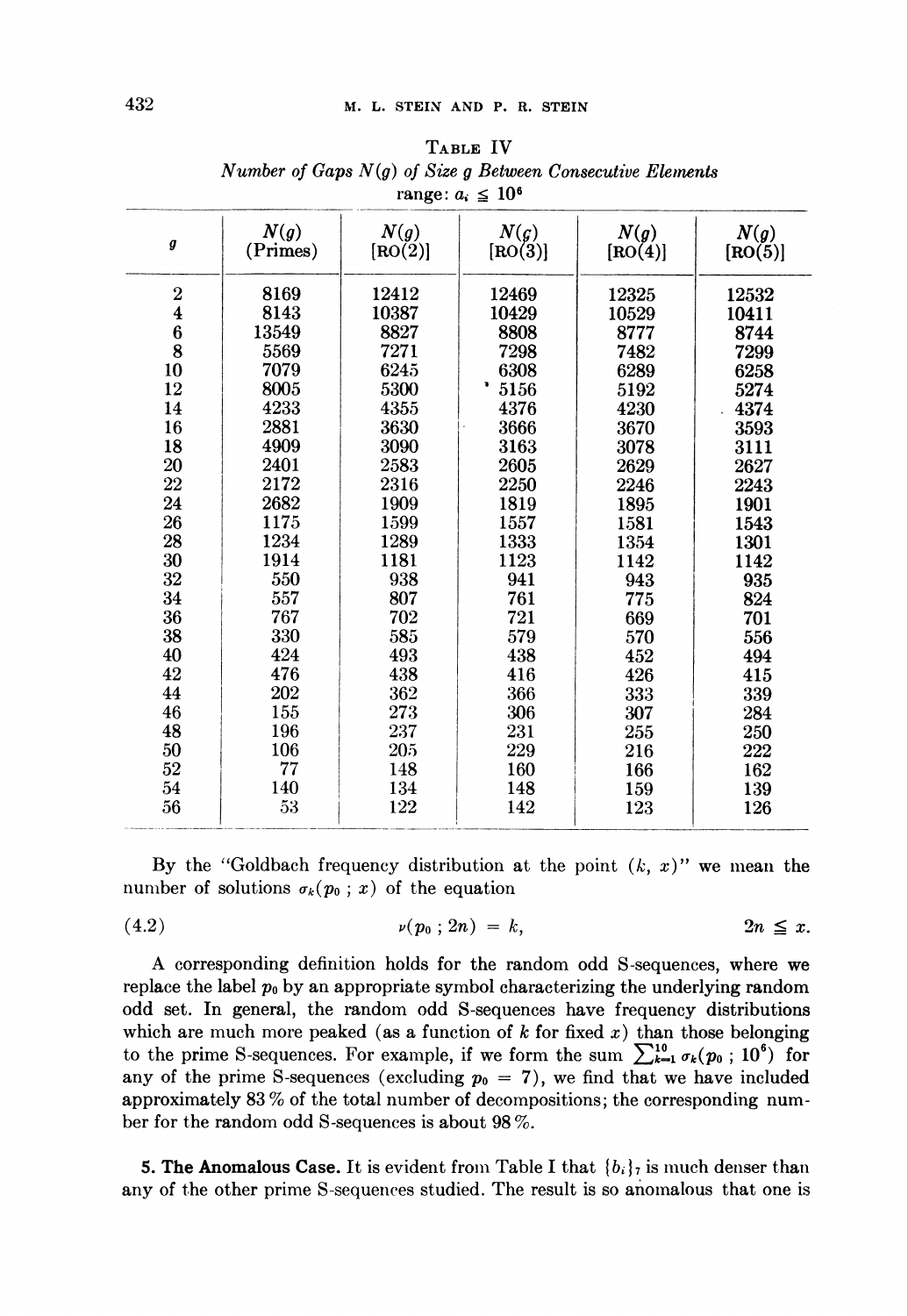**TABLE IV**

*Number of Gaps $N(g)$ of Size $g$ Between Consecutive Elements*

range: $a_i \leqq 10^6$

| $g$ | $N(g)$ (Primes) | $N(g)$ [RO(2)] | $N(g)$ [RO(3)] | $N(g)$ [RO(4)] | $N(g)$ [RO(5)] |
|---|---|---|---|---|---|
| 2 | 8169 | 12412 | 12469 | 12325 | 12532 |
| 4 | 8143 | 10387 | 10429 | 10529 | 10411 |
| 6 | 13549 | 8827 | 8808 | 8777 | 8744 |
| 8 | 5569 | 7271 | 7298 | 7482 | 7299 |
| 10 | 7079 | 6245 | 6308 | 6289 | 6258 |
| 12 | 8005 | 5300 | 5156 | 5192 | 5274 |
| 14 | 4233 | 4355 | 4376 | 4230 | 4374 |
| 16 | 2881 | 3630 | 3666 | 3670 | 3593 |
| 18 | 4909 | 3090 | 3163 | 3078 | 3111 |
| 20 | 2401 | 2583 | 2605 | 2629 | 2627 |
| 22 | 2172 | 2316 | 2250 | 2246 | 2243 |
| 24 | 2682 | 1909 | 1819 | 1895 | 1901 |
| 26 | 1175 | 1599 | 1557 | 1581 | 1543 |
| 28 | 1234 | 1289 | 1333 | 1354 | 1301 |
| 30 | 1914 | 1181 | 1123 | 1142 | 1142 |
| 32 | 550 | 938 | 941 | 943 | 935 |
| 34 | 557 | 807 | 761 | 775 | 824 |
| 36 | 767 | 702 | 721 | 669 | 701 |
| 38 | 330 | 585 | 579 | 570 | 556 |
| 40 | 424 | 493 | 438 | 452 | 494 |
| 42 | 476 | 438 | 416 | 426 | 415 |
| 44 | 202 | 362 | 366 | 333 | 339 |
| 46 | 155 | 273 | 306 | 307 | 284 |
| 48 | 196 | 237 | 231 | 255 | 250 |
| 50 | 106 | 205 | 229 | 216 | 222 |
| 52 | 77 | 148 | 160 | 166 | 162 |
| 54 | 140 | 134 | 148 | 159 | 139 |
| 56 | 53 | 122 | 142 | 123 | 126 |

By the "Goldbach frequency distribution at the point $(k, x)$" we mean the number of solutions $\sigma_k(p_0\,;\,x)$ of the equation

$$\nu(p_0\,;\,2n) = k, \qquad 2n \leqq x. \tag{4.2}$$

A corresponding definition holds for the random odd S-sequences, where we replace the label $p_0$ by an appropriate symbol characterizing the underlying random odd set. In general, the random odd S-sequences have frequency distributions which are much more peaked (as a function of $k$ for fixed $x$) than those belonging to the prime S-sequences. For example, if we form the sum $\sum_{k=1}^{10} \sigma_k(p_0\,;\,10^6)$ for any of the prime S-sequences (excluding $p_0 = 7$), we find that we have included approximately 83 % of the total number of decompositions; the corresponding number for the random odd S-sequences is about 98 %.

**5. The Anomalous Case.** It is evident from Table I that $\{b_i\}_7$ is much denser than any of the other prime S-sequences studied. The result is so anomalous that one is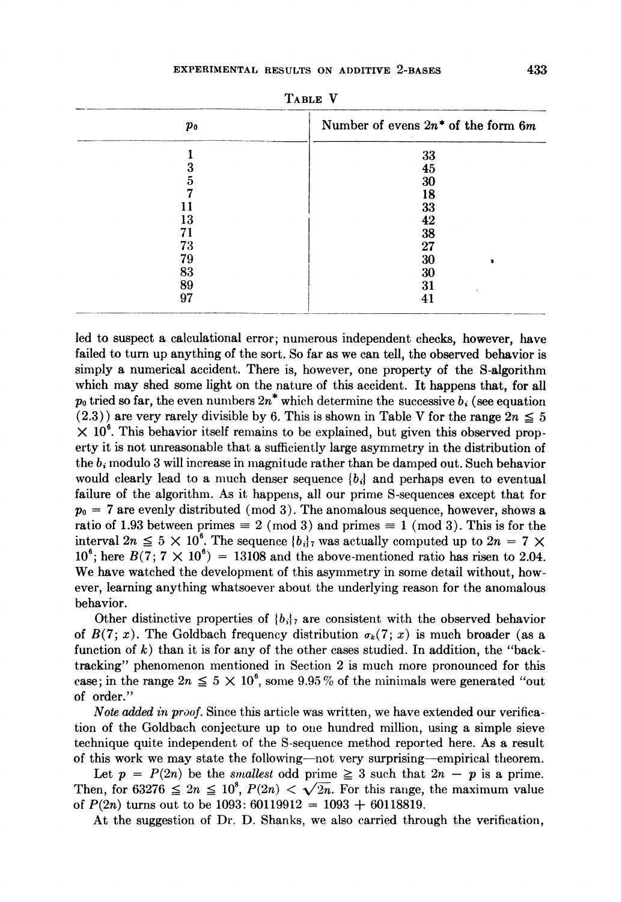TABLE V

| $p_0$ | Number of evens $2n^*$ of the form $6m$ |
|---|---|
| 1 | 33 |
| 3 | 45 |
| 5 | 30 |
| 7 | 18 |
| 11 | 33 |
| 13 | 42 |
| 71 | 38 |
| 73 | 27 |
| 79 | 30 |
| 83 | 30 |
| 89 | 31 |
| 97 | 41 |

led to suspect a calculational error; numerous independent checks, however, have failed to turn up anything of the sort. So far as we can tell, the observed behavior is simply a numerical accident. There is, however, one property of the S-algorithm which may shed some light on the nature of this accident. It happens that, for all $p_0$ tried so far, the even numbers $2n^*$ which determine the successive $b_i$ (see equation (2.3)) are very rarely divisible by 6. This is shown in Table V for the range $2n \leqq 5 \times 10^6$. This behavior itself remains to be explained, but given this observed property it is not unreasonable that a sufficiently large asymmetry in the distribution of the $b_i$ modulo 3 will increase in magnitude rather than be damped out. Such behavior would clearly lead to a much denser sequence $\{b_i\}$ and perhaps even to eventual failure of the algorithm. As it happens, all our prime S-sequences except that for $p_0 = 7$ are evenly distributed (mod 3). The anomalous sequence, however, shows a ratio of 1.93 between primes $\equiv 2 \pmod 3$ and primes $\equiv 1 \pmod 3$. This is for the interval $2n \leqq 5 \times 10^6$. The sequence $\{b_i\}_7$ was actually computed up to $2n = 7 \times 10^6$; here $B(7; 7 \times 10^6) = 13108$ and the above-mentioned ratio has risen to 2.04. We have watched the development of this asymmetry in some detail without, however, learning anything whatsoever about the underlying reason for the anomalous behavior.

Other distinctive properties of $\{b_i\}_7$ are consistent with the observed behavior of $B(7; x)$. The Goldbach frequency distribution $\sigma_k(7; x)$ is much broader (as a function of $k$) than it is for any of the other cases studied. In addition, the "backtracking" phenomenon mentioned in Section 2 is much more pronounced for this case; in the range $2n \leqq 5 \times 10^6$, some 9.95% of the minimals were generated "out of order."

*Note added in proof.* Since this article was written, we have extended our verification of the Goldbach conjecture up to one hundred million, using a simple sieve technique quite independent of the S-sequence method reported here. As a result of this work we may state the following—not very surprising—empirical theorem.

Let $p = P(2n)$ be the *smallest* odd prime $\geqq 3$ such that $2n - p$ is a prime. Then, for $63276 \leqq 2n \leqq 10^8$, $P(2n) < \sqrt{2n}$. For this range, the maximum value of $P(2n)$ turns out to be 1093: $60119912 = 1093 + 60118819$.

At the suggestion of Dr. D. Shanks, we also carried through the verification,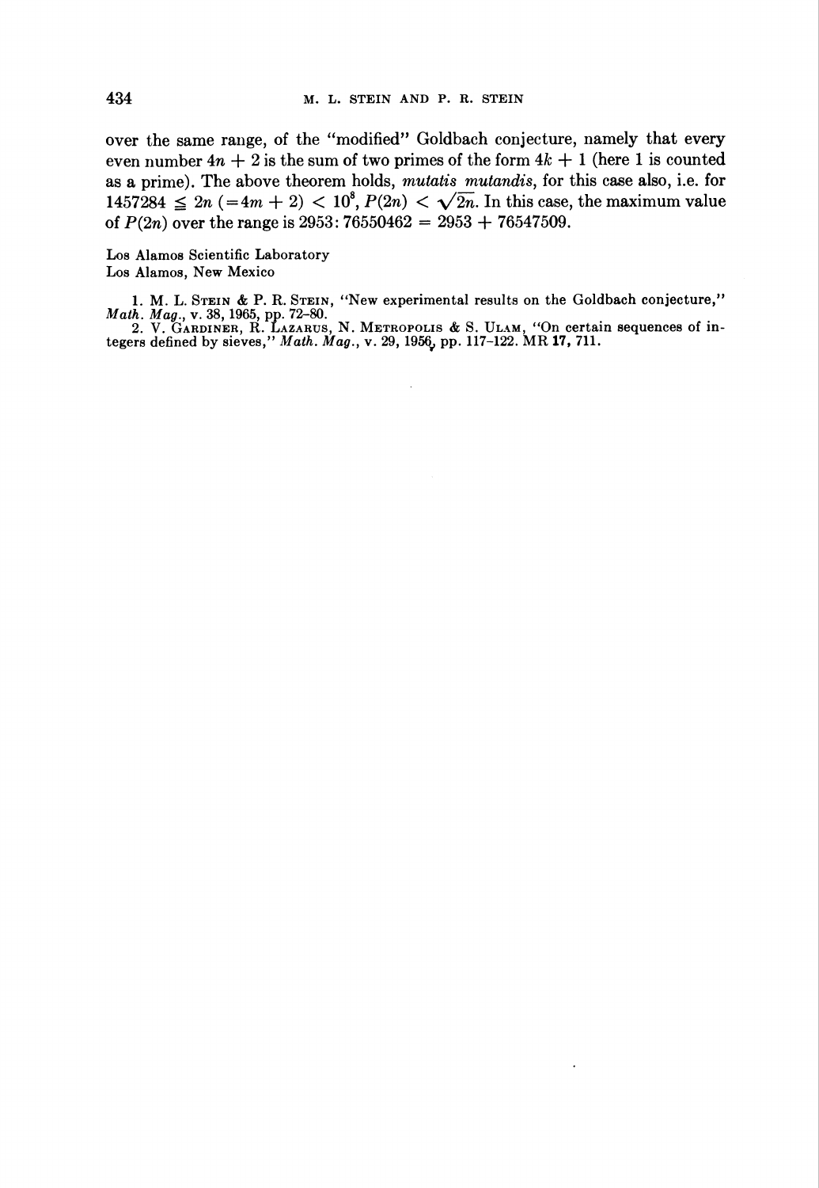over the same range, of the "modified" Goldbach conjecture, namely that every even number $4n + 2$ is the sum of two primes of the form $4k + 1$ (here 1 is counted as a prime). The above theorem holds, *mutatis mutandis*, for this case also, i.e. for $1457284 \leq 2n\ (=4m + 2) < 10^8$, $P(2n) < \sqrt{2n}$. In this case, the maximum value of $P(2n)$ over the range is 2953: $76550462 = 2953 + 76547509$.

Los Alamos Scientific Laboratory
Los Alamos, New Mexico

1. M. L. Stein & P. R. Stein, "New experimental results on the Goldbach conjecture," *Math. Mag.*, v. 38, 1965, pp. 72–80.
2. V. Gardiner, R. Lazarus, N. Metropolis & S. Ulam, "On certain sequences of integers defined by sieves," *Math. Mag.*, v. 29, 1956, pp. 117–122. MR **17**, 711.